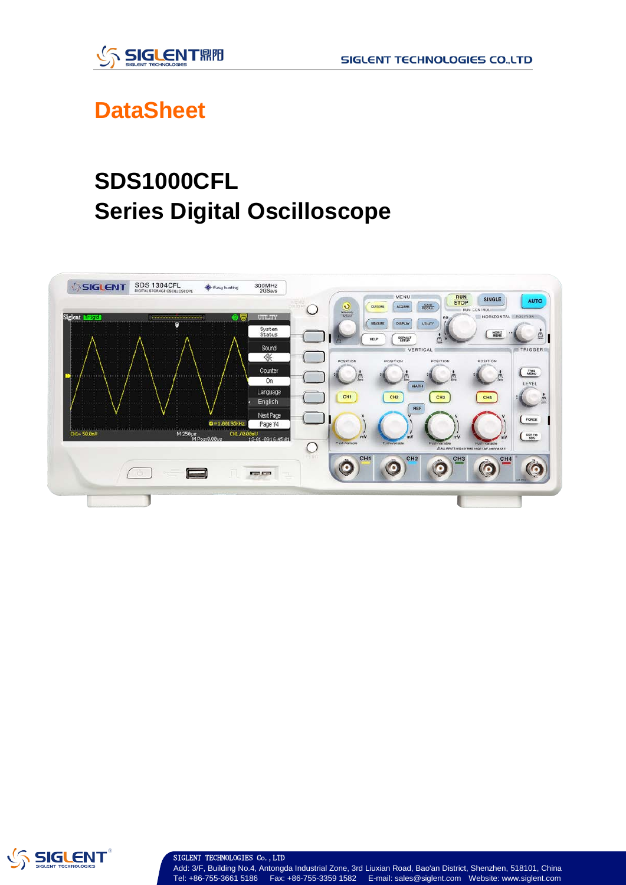# DataSheet

# SDS1000CFL
# Series Digital Oscilloscope

SIGLENT TECHNOLOGIES Co., LTD

Add: 3/F, Building No.4, Antongda Industrial Zone, 3rd Liuxian Road, Bao'an District, Shenzhen, 518101, China

Tel: +86-755-3661 5186  Fax: +86-755-3359 1582  E-mail: sales@siglent.com  Website: www.siglent.com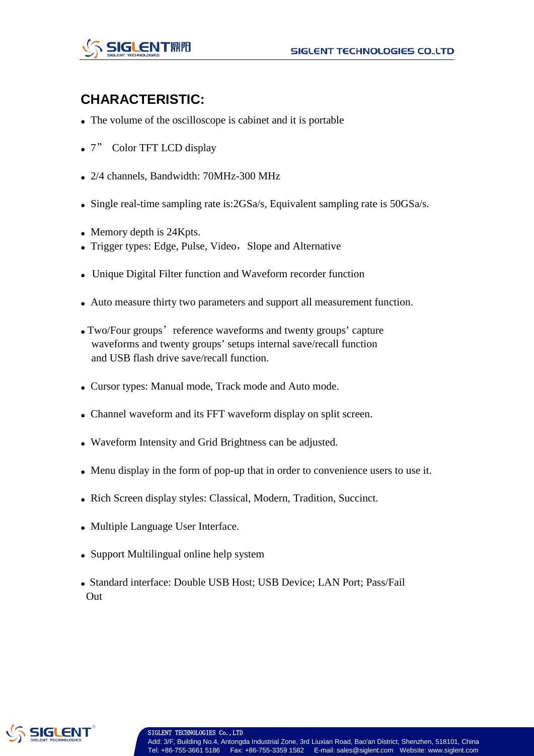## CHARACTERISTIC:

- The volume of the oscilloscope is cabinet and it is portable
- 7” Color TFT LCD display
- 2/4 channels, Bandwidth: 70MHz-300 MHz
- Single real-time sampling rate is:2GSa/s, Equivalent sampling rate is 50GSa/s.
- Memory depth is 24Kpts.
- Trigger types: Edge, Pulse, Video，Slope and Alternative
- Unique Digital Filter function and Waveform recorder function
- Auto measure thirty two parameters and support all measurement function.
- Two/Four groups’ reference waveforms and twenty groups’ capture waveforms and twenty groups’ setups internal save/recall function and USB flash drive save/recall function.
- Cursor types: Manual mode, Track mode and Auto mode.
- Channel waveform and its FFT waveform display on split screen.
- Waveform Intensity and Grid Brightness can be adjusted.
- Menu display in the form of pop-up that in order to convenience users to use it.
- Rich Screen display styles: Classical, Modern, Tradition, Succinct.
- Multiple Language User Interface.
- Support Multilingual online help system
- Standard interface: Double USB Host; USB Device; LAN Port; Pass/Fail Out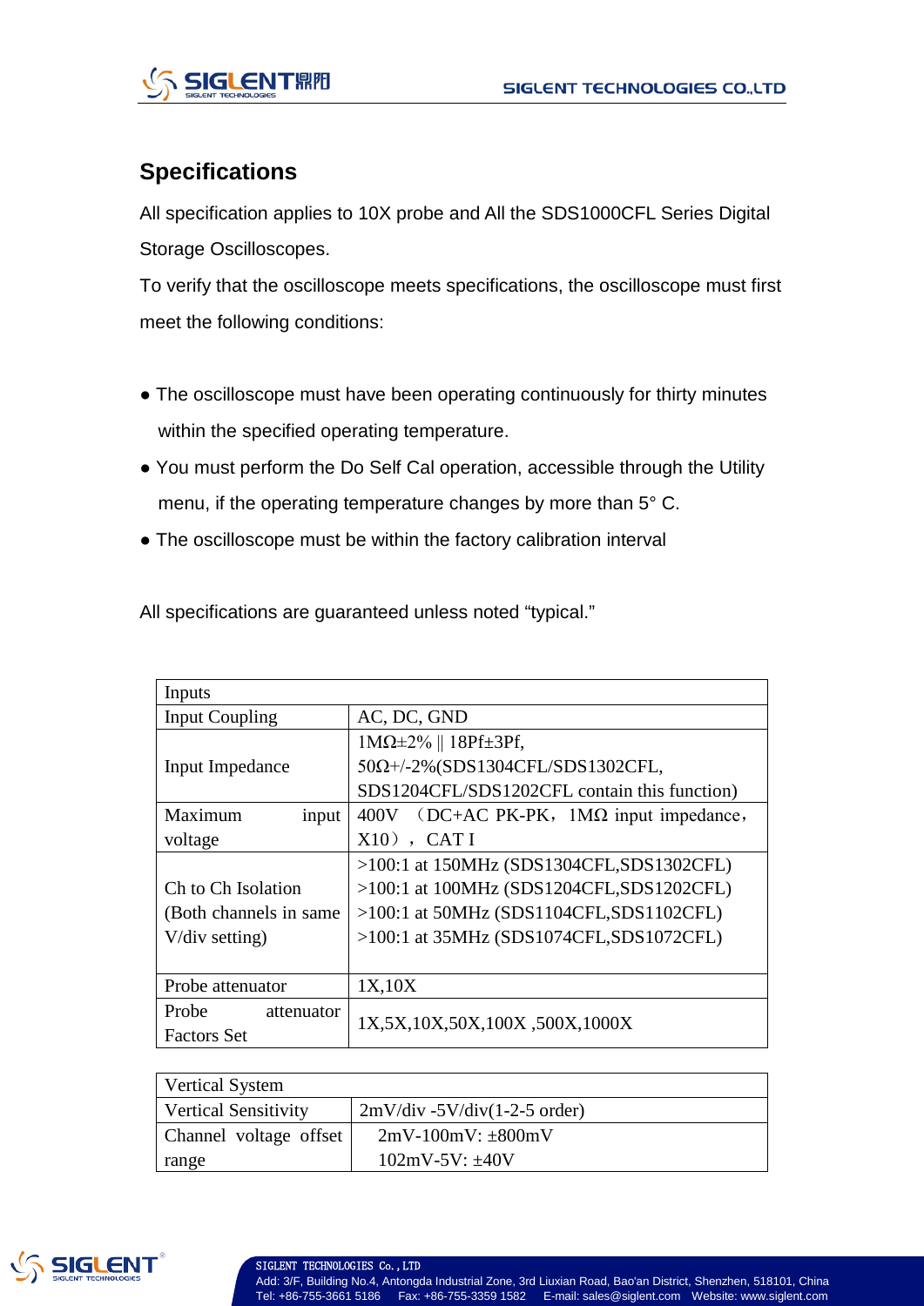## Specifications

All specification applies to 10X probe and All the SDS1000CFL Series Digital Storage Oscilloscopes.

To verify that the oscilloscope meets specifications, the oscilloscope must first meet the following conditions:

- The oscilloscope must have been operating continuously for thirty minutes within the specified operating temperature.
- You must perform the Do Self Cal operation, accessible through the Utility menu, if the operating temperature changes by more than 5° C.
- The oscilloscope must be within the factory calibration interval

All specifications are guaranteed unless noted “typical.”

| Inputs | |
|---|---|
| Input Coupling | AC, DC, GND |
| Input Impedance | 1MΩ±2% ‖ 18Pf±3Pf,<br>50Ω+/-2%(SDS1304CFL/SDS1302CFL, SDS1204CFL/SDS1202CFL contain this function) |
| Maximum input voltage | 400V （DC+AC PK-PK，1MΩ input impedance，X10），CAT I |
| Ch to Ch Isolation (Both channels in same V/div setting) | >100:1 at 150MHz (SDS1304CFL,SDS1302CFL)<br>>100:1 at 100MHz (SDS1204CFL,SDS1202CFL)<br>>100:1 at 50MHz (SDS1104CFL,SDS1102CFL)<br>>100:1 at 35MHz (SDS1074CFL,SDS1072CFL) |
| Probe attenuator | 1X,10X |
| Probe attenuator Factors Set | 1X,5X,10X,50X,100X ,500X,1000X |

| Vertical System | |
|---|---|
| Vertical Sensitivity | 2mV/div -5V/div(1-2-5 order) |
| Channel voltage offset range | 2mV-100mV: ±800mV<br>102mV-5V: ±40V |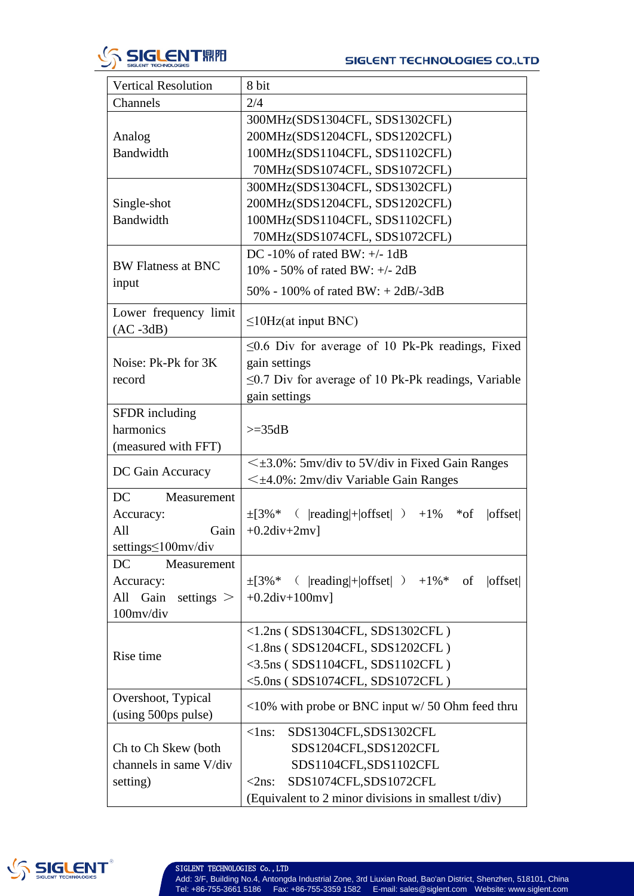| | |
|---|---|
| Vertical Resolution | 8 bit |
| Channels | 2/4 |
| Analog Bandwidth | 300MHz(SDS1304CFL, SDS1302CFL)<br>200MHz(SDS1204CFL, SDS1202CFL)<br>100MHz(SDS1104CFL, SDS1102CFL)<br>70MHz(SDS1074CFL, SDS1072CFL) |
| Single-shot Bandwidth | 300MHz(SDS1304CFL, SDS1302CFL)<br>200MHz(SDS1204CFL, SDS1202CFL)<br>100MHz(SDS1104CFL, SDS1102CFL)<br>70MHz(SDS1074CFL, SDS1072CFL) |
| BW Flatness at BNC input | DC -10% of rated BW: +/- 1dB<br>10% - 50% of rated BW: +/- 2dB<br>50% - 100% of rated BW: + 2dB/-3dB |
| Lower frequency limit (AC -3dB) | ≤10Hz(at input BNC) |
| Noise: Pk-Pk for 3K record | ≤0.6 Div for average of 10 Pk-Pk readings, Fixed gain settings<br>≤0.7 Div for average of 10 Pk-Pk readings, Variable gain settings |
| SFDR including harmonics (measured with FFT) | >=35dB |
| DC Gain Accuracy | <±3.0%: 5mv/div to 5V/div in Fixed Gain Ranges<br><±4.0%: 2mv/div Variable Gain Ranges |
| DC Measurement Accuracy: All Gain settings≤100mv/div | ±[3%*（\|reading\|+\|offset\|）+1% *of \|offset\| +0.2div+2mv] |
| DC Measurement Accuracy: All Gain settings > 100mv/div | ±[3%*（\|reading\|+\|offset\|）+1%* of \|offset\| +0.2div+100mv] |
| Rise time | <1.2ns ( SDS1304CFL, SDS1302CFL )<br><1.8ns ( SDS1204CFL, SDS1202CFL )<br><3.5ns ( SDS1104CFL, SDS1102CFL )<br><5.0ns ( SDS1074CFL, SDS1072CFL ) |
| Overshoot, Typical (using 500ps pulse) | <10% with probe or BNC input w/ 50 Ohm feed thru |
| Ch to Ch Skew (both channels in same V/div setting) | <1ns: SDS1304CFL,SDS1302CFL<br>SDS1204CFL,SDS1202CFL<br>SDS1104CFL,SDS1102CFL<br><2ns: SDS1074CFL,SDS1072CFL<br>(Equivalent to 2 minor divisions in smallest t/div) |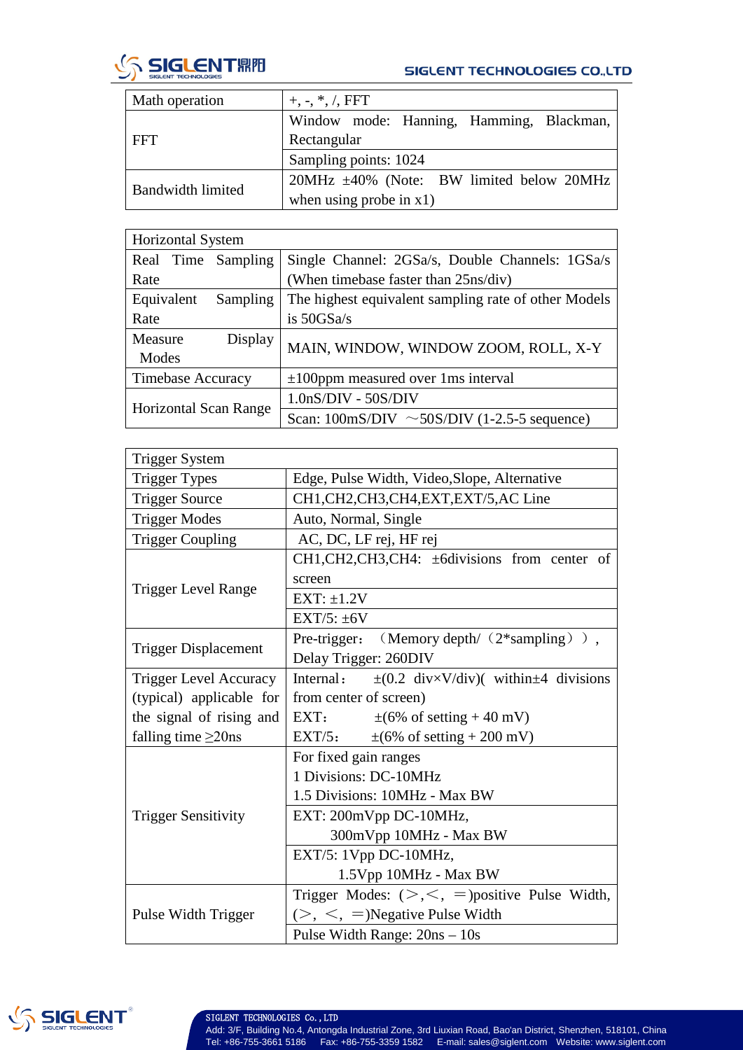| Math operation | +, -, *, /, FFT |
|---|---|
| FFT | Window mode: Hanning, Hamming, Blackman, Rectangular |
| | Sampling points: 1024 |
| Bandwidth limited | 20MHz ±40% (Note: BW limited below 20MHz when using probe in x1) |

| Horizontal System | |
|---|---|
| Real Time Sampling Rate | Single Channel: 2GSa/s, Double Channels: 1GSa/s (When timebase faster than 25ns/div) |
| Equivalent Sampling Rate | The highest equivalent sampling rate of other Models is 50GSa/s |
| Measure Display Modes | MAIN, WINDOW, WINDOW ZOOM, ROLL, X-Y |
| Timebase Accuracy | ±100ppm measured over 1ms interval |
| Horizontal Scan Range | 1.0nS/DIV - 50S/DIV |
| | Scan: 100mS/DIV ～50S/DIV (1-2.5-5 sequence) |

| Trigger System | |
|---|---|
| Trigger Types | Edge, Pulse Width, Video,Slope, Alternative |
| Trigger Source | CH1,CH2,CH3,CH4,EXT,EXT/5,AC Line |
| Trigger Modes | Auto, Normal, Single |
| Trigger Coupling | AC, DC, LF rej, HF rej |
| Trigger Level Range | CH1,CH2,CH3,CH4: ±6divisions from center of screen |
| | EXT: ±1.2V |
| | EXT/5: ±6V |
| Trigger Displacement | Pre-trigger：（Memory depth/（2*sampling））, Delay Trigger: 260DIV |
| Trigger Level Accuracy (typical) applicable for the signal of rising and falling time ≥20ns | Internal：  ±(0.2 div×V/div)( within±4 divisions from center of screen)<br>EXT：  ±(6% of setting + 40 mV)<br>EXT/5：  ±(6% of setting + 200 mV) |
| Trigger Sensitivity | For fixed gain ranges<br>1 Divisions: DC-10MHz<br>1.5 Divisions: 10MHz - Max BW |
| | EXT: 200mVpp DC-10MHz,<br>300mVpp 10MHz - Max BW |
| | EXT/5: 1Vpp DC-10MHz,<br>1.5Vpp 10MHz - Max BW |
| Pulse Width Trigger | Trigger Modes: (＞,＜, ＝)positive Pulse Width, (＞, ＜, ＝)Negative Pulse Width |
| | Pulse Width Range: 20ns – 10s |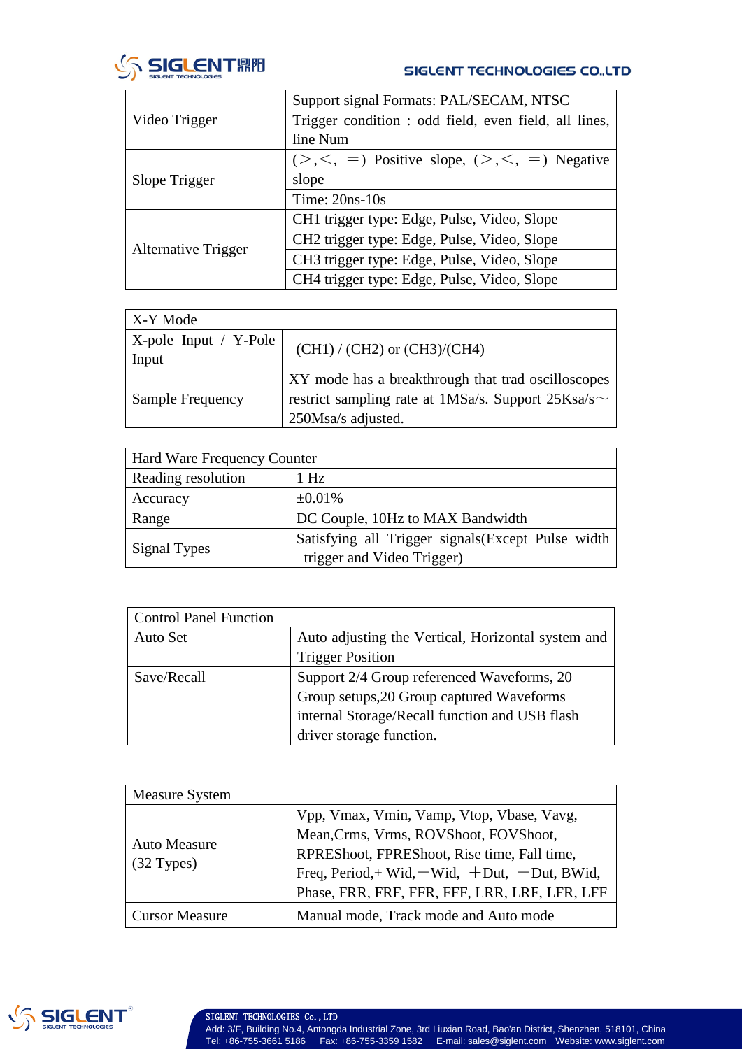| | |
|---|---|
| Video Trigger | Support signal Formats: PAL/SECAM, NTSC |
| | Trigger condition : odd field, even field, all lines, line Num |
| Slope Trigger | (＞,＜, ＝) Positive slope, (＞,＜, ＝) Negative slope |
| | Time: 20ns-10s |
| Alternative Trigger | CH1 trigger type: Edge, Pulse, Video, Slope |
| | CH2 trigger type: Edge, Pulse, Video, Slope |
| | CH3 trigger type: Edge, Pulse, Video, Slope |
| | CH4 trigger type: Edge, Pulse, Video, Slope |

| X-Y Mode | |
|---|---|
| X-pole Input / Y-Pole Input | (CH1) / (CH2) or (CH3)/(CH4) |
| Sample Frequency | XY mode has a breakthrough that trad oscilloscopes restrict sampling rate at 1MSa/s. Support 25Ksa/s～250Msa/s adjusted. |

| Hard Ware Frequency Counter | |
|---|---|
| Reading resolution | 1 Hz |
| Accuracy | ±0.01% |
| Range | DC Couple, 10Hz to MAX Bandwidth |
| Signal Types | Satisfying all Trigger signals(Except Pulse width trigger and Video Trigger) |

| Control Panel Function | |
|---|---|
| Auto Set | Auto adjusting the Vertical, Horizontal system and Trigger Position |
| Save/Recall | Support 2/4 Group referenced Waveforms, 20 Group setups,20 Group captured Waveforms internal Storage/Recall function and USB flash driver storage function. |

| Measure System | |
|---|---|
| Auto Measure (32 Types) | Vpp, Vmax, Vmin, Vamp, Vtop, Vbase, Vavg, Mean,Crms, Vrms, ROVShoot, FOVShoot, RPREShoot, FPREShoot, Rise time, Fall time, Freq, Period,+ Wid,－Wid, ＋Dut, －Dut, BWid, Phase, FRR, FRF, FFR, FFF, LRR, LRF, LFR, LFF |
| Cursor Measure | Manual mode, Track mode and Auto mode |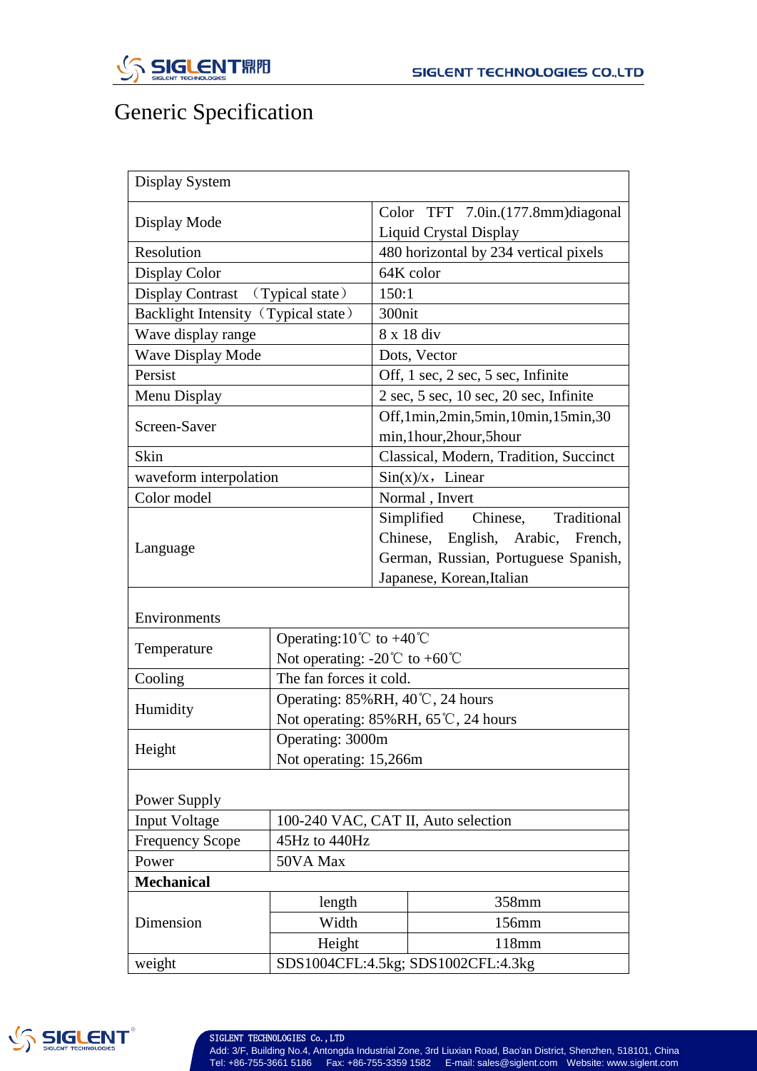# Generic Specification

| Display System | |
|---|---|
| Display Mode | Color TFT 7.0in.(177.8mm)diagonal Liquid Crystal Display |
| Resolution | 480 horizontal by 234 vertical pixels |
| Display Color | 64K color |
| Display Contrast （Typical state） | 150:1 |
| Backlight Intensity（Typical state） | 300nit |
| Wave display range | 8 x 18 div |
| Wave Display Mode | Dots, Vector |
| Persist | Off, 1 sec, 2 sec, 5 sec, Infinite |
| Menu Display | 2 sec, 5 sec, 10 sec, 20 sec, Infinite |
| Screen-Saver | Off,1min,2min,5min,10min,15min,30 min,1hour,2hour,5hour |
| Skin | Classical, Modern, Tradition, Succinct |
| waveform interpolation | Sin(x)/x，Linear |
| Color model | Normal , Invert |
| Language | Simplified Chinese, Traditional Chinese, English, Arabic, French, German, Russian, Portuguese Spanish, Japanese, Korean,Italian |

| Environments | |
|---|---|
| Temperature | Operating:10℃ to +40℃<br>Not operating: -20℃ to +60℃ |
| Cooling | The fan forces it cold. |
| Humidity | Operating: 85%RH, 40℃, 24 hours<br>Not operating: 85%RH, 65℃, 24 hours |
| Height | Operating: 3000m<br>Not operating: 15,266m |

| Power Supply | |
|---|---|
| Input Voltage | 100-240 VAC, CAT II, Auto selection |
| Frequency Scope | 45Hz to 440Hz |
| Power | 50VA Max |

| **Mechanical** | | |
|---|---|---|
| Dimension | length | 358mm |
| | Width | 156mm |
| | Height | 118mm |
| weight | SDS1004CFL:4.5kg; SDS1002CFL:4.3kg | |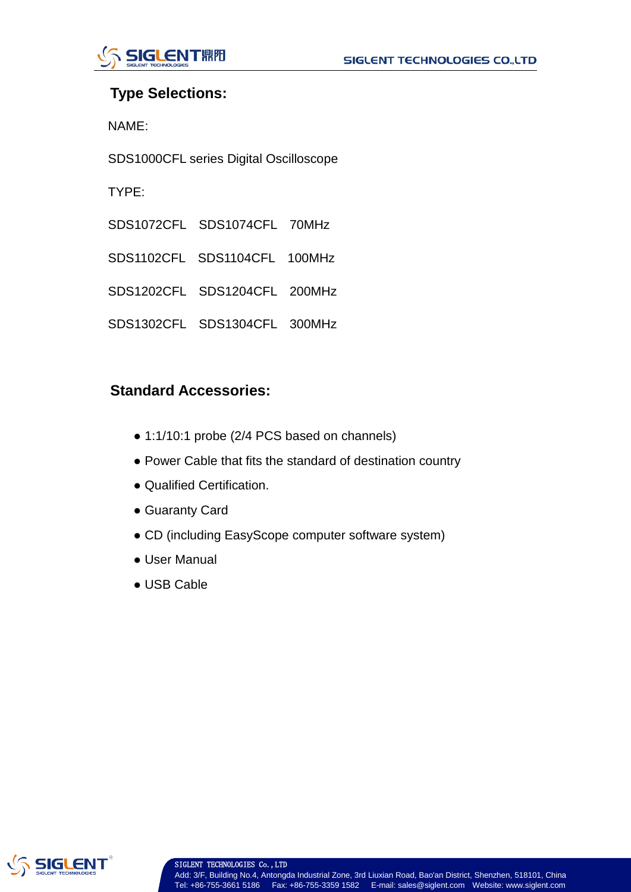## Type Selections:

NAME:

SDS1000CFL series Digital Oscilloscope

TYPE:

SDS1072CFL SDS1074CFL 70MHz

SDS1102CFL SDS1104CFL 100MHz

SDS1202CFL SDS1204CFL 200MHz

SDS1302CFL SDS1304CFL 300MHz

## Standard Accessories:

- 1:1/10:1 probe (2/4 PCS based on channels)
- Power Cable that fits the standard of destination country
- Qualified Certification.
- Guaranty Card
- CD (including EasyScope computer software system)
- User Manual
- USB Cable